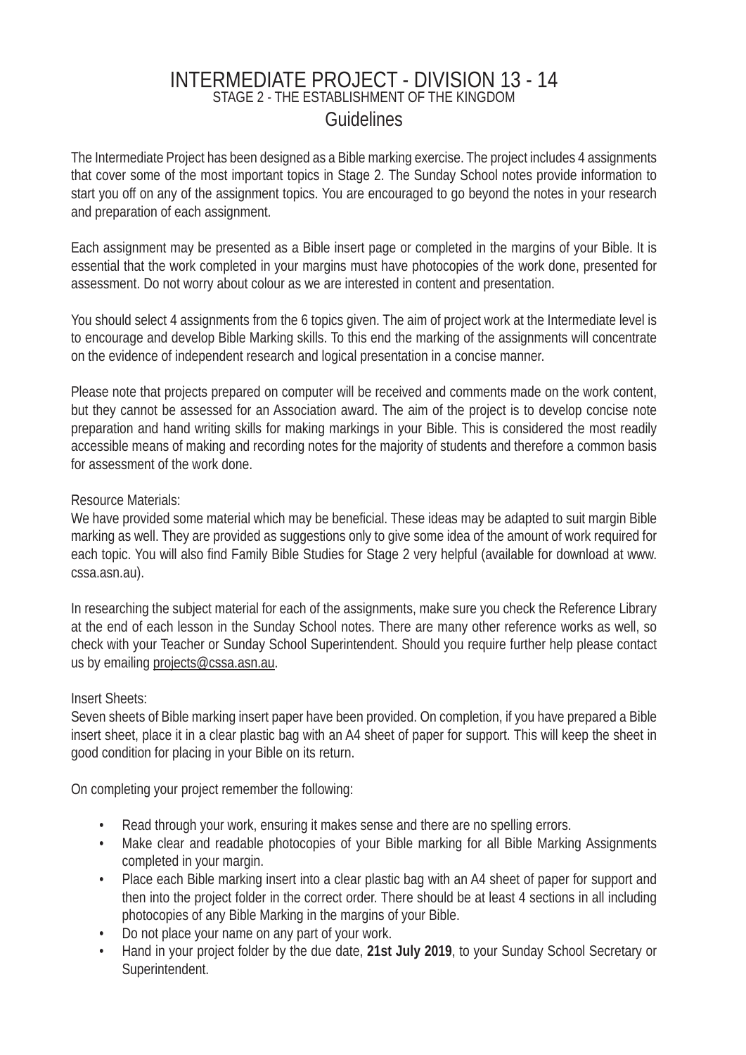# INTERMEDIATE PROJECT - DIVISION 13 - 14

## STAGE 2 - THE ESTABLISHMENT OF THE KINGDOM

## Guidelines

The Intermediate Project has been designed as a Bible marking exercise. The project includes 4 assignments that cover some of the most important topics in Stage 2. The Sunday School notes provide information to start you off on any of the assignment topics. You are encouraged to go beyond the notes in your research and preparation of each assignment.

Each assignment may be presented as a Bible insert page or completed in the margins of your Bible. It is essential that the work completed in your margins must have photocopies of the work done, presented for assessment. Do not worry about colour as we are interested in content and presentation.

You should select 4 assignments from the 6 topics given. The aim of project work at the Intermediate level is to encourage and develop Bible Marking skills. To this end the marking of the assignments will concentrate on the evidence of independent research and logical presentation in a concise manner.

Please note that projects prepared on computer will be received and comments made on the work content, but they cannot be assessed for an Association award. The aim of the project is to develop concise note preparation and hand writing skills for making markings in your Bible. This is considered the most readily accessible means of making and recording notes for the majority of students and therefore a common basis for assessment of the work done.

Resource Materials:
We have provided some material which may be beneficial. These ideas may be adapted to suit margin Bible marking as well. They are provided as suggestions only to give some idea of the amount of work required for each topic. You will also find Family Bible Studies for Stage 2 very helpful (available for download at www.cssa.asn.au).

In researching the subject material for each of the assignments, make sure you check the Reference Library at the end of each lesson in the Sunday School notes. There are many other reference works as well, so check with your Teacher or Sunday School Superintendent. Should you require further help please contact us by emailing projects@cssa.asn.au.

Insert Sheets:
Seven sheets of Bible marking insert paper have been provided. On completion, if you have prepared a Bible insert sheet, place it in a clear plastic bag with an A4 sheet of paper for support. This will keep the sheet in good condition for placing in your Bible on its return.

On completing your project remember the following:

- Read through your work, ensuring it makes sense and there are no spelling errors.
- Make clear and readable photocopies of your Bible marking for all Bible Marking Assignments completed in your margin.
- Place each Bible marking insert into a clear plastic bag with an A4 sheet of paper for support and then into the project folder in the correct order. There should be at least 4 sections in all including photocopies of any Bible Marking in the margins of your Bible.
- Do not place your name on any part of your work.
- Hand in your project folder by the due date, **21st July 2019**, to your Sunday School Secretary or Superintendent.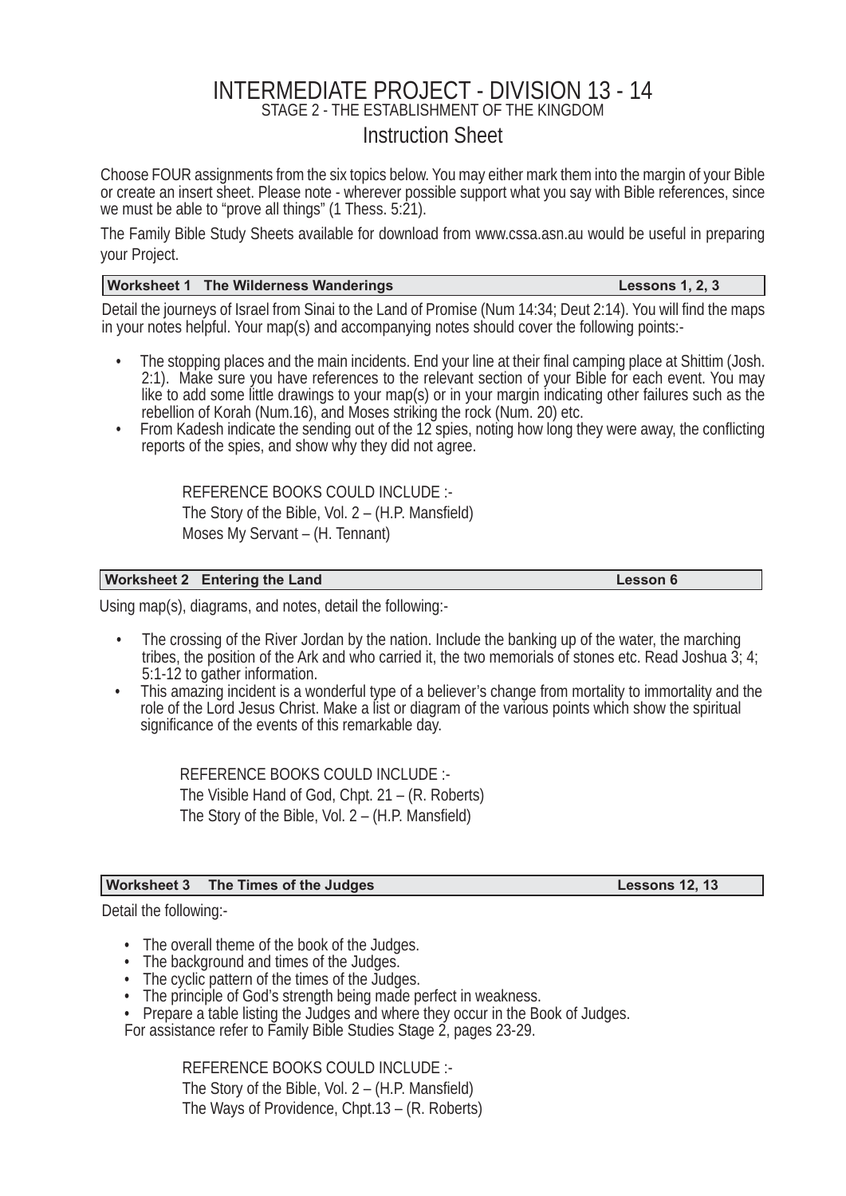# INTERMEDIATE PROJECT - DIVISION 13 - 14

STAGE 2 - THE ESTABLISHMENT OF THE KINGDOM

## Instruction Sheet

Choose FOUR assignments from the six topics below. You may either mark them into the margin of your Bible or create an insert sheet. Please note - wherever possible support what you say with Bible references, since we must be able to "prove all things" (1 Thess. 5:21).

The Family Bible Study Sheets available for download from www.cssa.asn.au would be useful in preparing your Project.

### Worksheet 1 The Wilderness Wanderings — Lessons 1, 2, 3

Detail the journeys of Israel from Sinai to the Land of Promise (Num 14:34; Deut 2:14). You will find the maps in your notes helpful. Your map(s) and accompanying notes should cover the following points:-

- The stopping places and the main incidents. End your line at their final camping place at Shittim (Josh. 2:1). Make sure you have references to the relevant section of your Bible for each event. You may like to add some little drawings to your map(s) or in your margin indicating other failures such as the rebellion of Korah (Num.16), and Moses striking the rock (Num. 20) etc.
- From Kadesh indicate the sending out of the 12 spies, noting how long they were away, the conflicting reports of the spies, and show why they did not agree.

REFERENCE BOOKS COULD INCLUDE :-
The Story of the Bible, Vol. 2 – (H.P. Mansfield)
Moses My Servant – (H. Tennant)

### Worksheet 2 Entering the Land — Lesson 6

Using map(s), diagrams, and notes, detail the following:-

- The crossing of the River Jordan by the nation. Include the banking up of the water, the marching tribes, the position of the Ark and who carried it, the two memorials of stones etc. Read Joshua 3; 4; 5:1-12 to gather information.
- This amazing incident is a wonderful type of a believer's change from mortality to immortality and the role of the Lord Jesus Christ. Make a list or diagram of the various points which show the spiritual significance of the events of this remarkable day.

REFERENCE BOOKS COULD INCLUDE :-
The Visible Hand of God, Chpt. 21 – (R. Roberts)
The Story of the Bible, Vol. 2 – (H.P. Mansfield)

### Worksheet 3 The Times of the Judges — Lessons 12, 13

Detail the following:-

- The overall theme of the book of the Judges.
- The background and times of the Judges.
- The cyclic pattern of the times of the Judges.
- The principle of God's strength being made perfect in weakness.
- Prepare a table listing the Judges and where they occur in the Book of Judges.

For assistance refer to Family Bible Studies Stage 2, pages 23-29.

REFERENCE BOOKS COULD INCLUDE :-
The Story of the Bible, Vol. 2 – (H.P. Mansfield)
The Ways of Providence, Chpt.13 – (R. Roberts)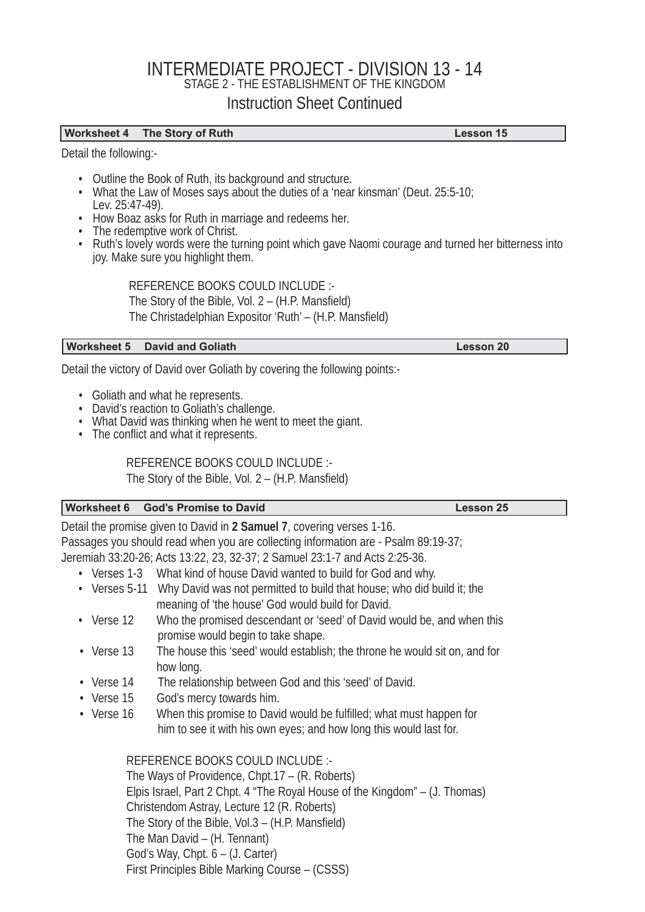# INTERMEDIATE PROJECT - DIVISION 13 - 14

STAGE 2 - THE ESTABLISHMENT OF THE KINGDOM

## Instruction Sheet Continued

| **Worksheet 4 The Story of Ruth** | **Lesson 15** |
|---|---|

Detail the following:-

- Outline the Book of Ruth, its background and structure.
- What the Law of Moses says about the duties of a 'near kinsman' (Deut. 25:5-10; Lev. 25:47-49).
- How Boaz asks for Ruth in marriage and redeems her.
- The redemptive work of Christ.
- Ruth's lovely words were the turning point which gave Naomi courage and turned her bitterness into joy. Make sure you highlight them.

REFERENCE BOOKS COULD INCLUDE :-
The Story of the Bible, Vol. 2 – (H.P. Mansfield)
The Christadelphian Expositor 'Ruth' – (H.P. Mansfield)

| **Worksheet 5 David and Goliath** | **Lesson 20** |
|---|---|

Detail the victory of David over Goliath by covering the following points:-

- Goliath and what he represents.
- David's reaction to Goliath's challenge.
- What David was thinking when he went to meet the giant.
- The conflict and what it represents.

REFERENCE BOOKS COULD INCLUDE :-
The Story of the Bible, Vol. 2 – (H.P. Mansfield)

| **Worksheet 6 God's Promise to David** | **Lesson 25** |
|---|---|

Detail the promise given to David in **2 Samuel 7**, covering verses 1-16.
Passages you should read when you are collecting information are - Psalm 89:19-37; Jeremiah 33:20-26; Acts 13:22, 23, 32-37; 2 Samuel 23:1-7 and Acts 2:25-36.

- Verses 1-3 What kind of house David wanted to build for God and why.
- Verses 5-11 Why David was not permitted to build that house; who did build it; the meaning of 'the house' God would build for David.
- Verse 12 Who the promised descendant or 'seed' of David would be, and when this promise would begin to take shape.
- Verse 13 The house this 'seed' would establish; the throne he would sit on, and for how long.
- Verse 14 The relationship between God and this 'seed' of David.
- Verse 15 God's mercy towards him.
- Verse 16 When this promise to David would be fulfilled; what must happen for him to see it with his own eyes; and how long this would last for.

REFERENCE BOOKS COULD INCLUDE :-
The Ways of Providence, Chpt.17 – (R. Roberts)
Elpis Israel, Part 2 Chpt. 4 "The Royal House of the Kingdom" – (J. Thomas)
Christendom Astray, Lecture 12 (R. Roberts)
The Story of the Bible, Vol.3 – (H.P. Mansfield)
The Man David – (H. Tennant)
God's Way, Chpt. 6 – (J. Carter)
First Principles Bible Marking Course – (CSSS)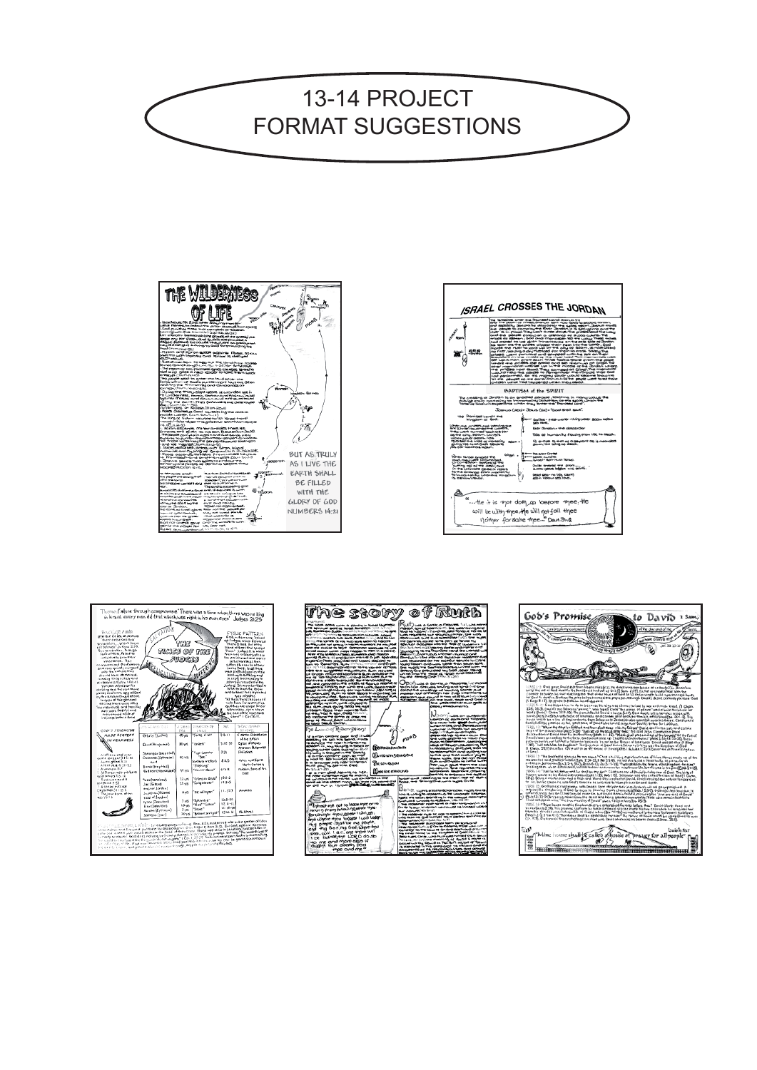# 13-14 PROJECT FORMAT SUGGESTIONS